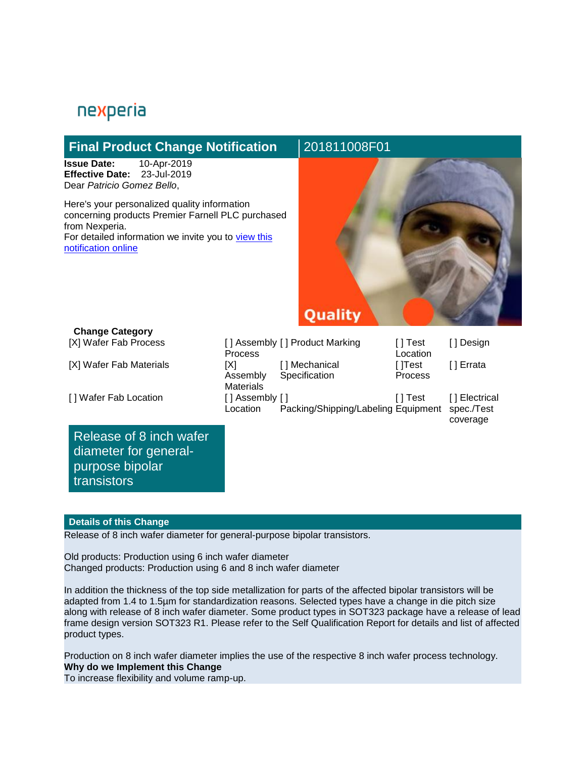nexperia

# Final Product Change Notification — 201811008F01

**Issue Date:** 10-Apr-2019
**Effective Date:** 23-Jul-2019
Dear *Patricio Gomez Bello*,

Here's your personalized quality information concerning products Premier Farnell PLC purchased from Nexperia.
For detailed information we invite you to view this notification online

Quality

**Change Category**

| | | | | |
|---|---|---|---|---|
| [X] Wafer Fab Process | [ ] Assembly Process | [ ] Product Marking | [ ] Test Location | [ ] Design |
| [X] Wafer Fab Materials | [X] Assembly Materials | [ ] Mechanical Specification | [ ]Test Process | [ ] Errata |
| [ ] Wafer Fab Location | [ ] Assembly Location | [ ] Packing/Shipping/Labeling | [ ] Test Equipment | [ ] Electrical spec./Test coverage |

## Release of 8 inch wafer diameter for general-purpose bipolar transistors

### Details of this Change

Release of 8 inch wafer diameter for general-purpose bipolar transistors.

Old products: Production using 6 inch wafer diameter
Changed products: Production using 6 and 8 inch wafer diameter

In addition the thickness of the top side metallization for parts of the affected bipolar transistors will be adapted from 1.4 to 1.5µm for standardization reasons. Selected types have a change in die pitch size along with release of 8 inch wafer diameter. Some product types in SOT323 package have a release of lead frame design version SOT323 R1. Please refer to the Self Qualification Report for details and list of affected product types.

Production on 8 inch wafer diameter implies the use of the respective 8 inch wafer process technology.

**Why do we Implement this Change**
To increase flexibility and volume ramp-up.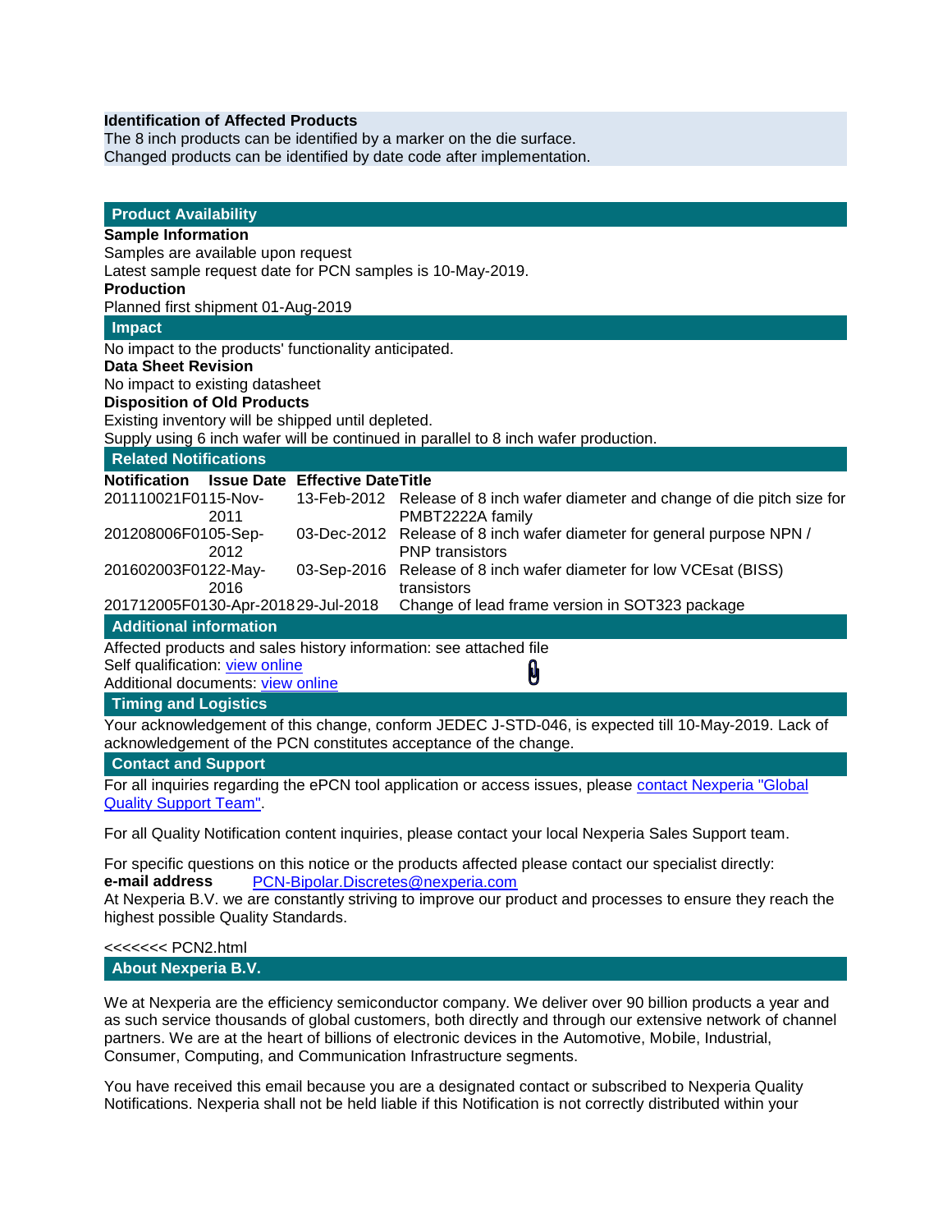**Identification of Affected Products**
The 8 inch products can be identified by a marker on the die surface.
Changed products can be identified by date code after implementation.

## Product Availability

**Sample Information**
Samples are available upon request
Latest sample request date for PCN samples is 10-May-2019.
**Production**
Planned first shipment 01-Aug-2019

## Impact

No impact to the products' functionality anticipated.
**Data Sheet Revision**
No impact to existing datasheet
**Disposition of Old Products**
Existing inventory will be shipped until depleted.
Supply using 6 inch wafer will be continued in parallel to 8 inch wafer production.

## Related Notifications

| Notification | Issue Date | Effective Date | Title |
|---|---|---|---|
| 201110021F01 | 15-Nov-2011 | 13-Feb-2012 | Release of 8 inch wafer diameter and change of die pitch size for PMBT2222A family |
| 201208006F01 | 05-Sep-2012 | 03-Dec-2012 | Release of 8 inch wafer diameter for general purpose NPN / PNP transistors |
| 201602003F01 | 22-May-2016 | 03-Sep-2016 | Release of 8 inch wafer diameter for low VCEsat (BISS) transistors |
| 201712005F01 | 30-Apr-2018 | 29-Jul-2018 | Change of lead frame version in SOT323 package |

## Additional information

Affected products and sales history information: see attached file
Self qualification: view online
Additional documents: view online

## Timing and Logistics

Your acknowledgement of this change, conform JEDEC J-STD-046, is expected till 10-May-2019. Lack of acknowledgement of the PCN constitutes acceptance of the change.

## Contact and Support

For all inquiries regarding the ePCN tool application or access issues, please contact Nexperia "Global Quality Support Team".

For all Quality Notification content inquiries, please contact your local Nexperia Sales Support team.

For specific questions on this notice or the products affected please contact our specialist directly:
**e-mail address** PCN-Bipolar.Discretes@nexperia.com
At Nexperia B.V. we are constantly striving to improve our product and processes to ensure they reach the highest possible Quality Standards.

<<<<<<< PCN2.html

## About Nexperia B.V.

We at Nexperia are the efficiency semiconductor company. We deliver over 90 billion products a year and as such service thousands of global customers, both directly and through our extensive network of channel partners. We are at the heart of billions of electronic devices in the Automotive, Mobile, Industrial, Consumer, Computing, and Communication Infrastructure segments.

You have received this email because you are a designated contact or subscribed to Nexperia Quality Notifications. Nexperia shall not be held liable if this Notification is not correctly distributed within your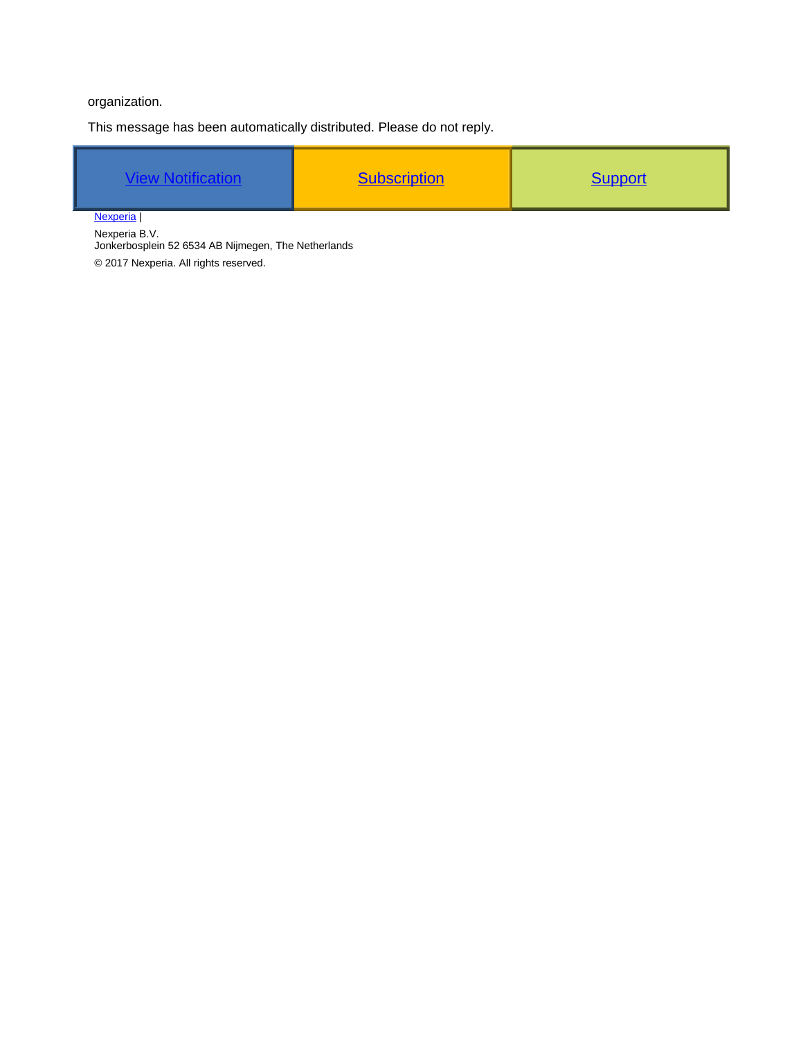organization.

This message has been automatically distributed. Please do not reply.

| View Notification | Subscription | Support |
| --- | --- | --- |

Nexperia |

Nexperia B.V.
Jonkerbosplein 52 6534 AB Nijmegen, The Netherlands

© 2017 Nexperia. All rights reserved.